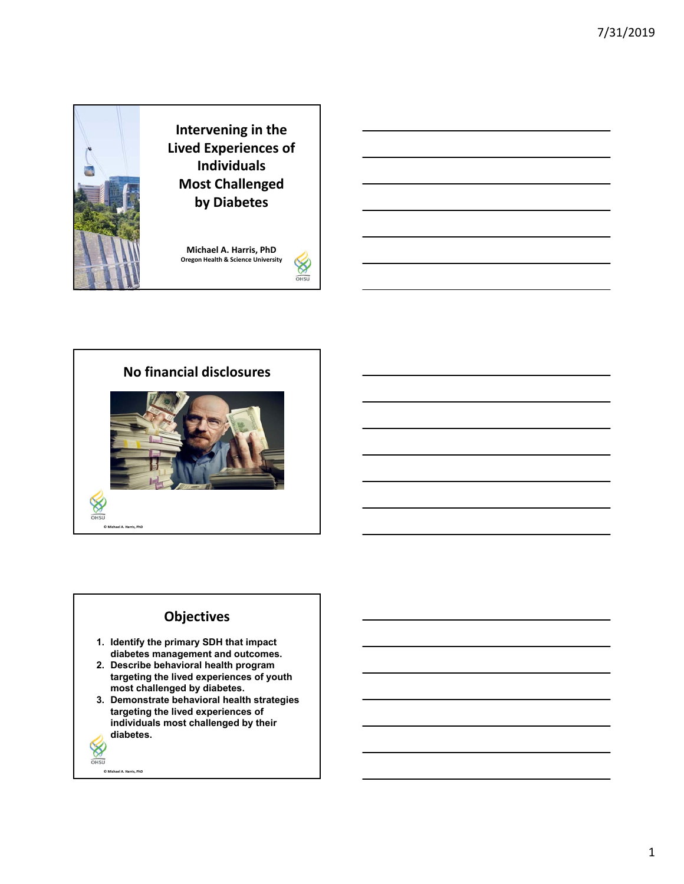# Intervening in the Lived Experiences of Individuals Most Challenged by Diabetes

**Michael A. Harris, PhD**
Oregon Health & Science University

## No financial disclosures

© Michael A. Harris, PhD

## Objectives

1. Identify the primary SDH that impact diabetes management and outcomes.
2. Describe behavioral health program targeting the lived experiences of youth most challenged by diabetes.
3. Demonstrate behavioral health strategies targeting the lived experiences of individuals most challenged by their diabetes.

© Michael A. Harris, PhD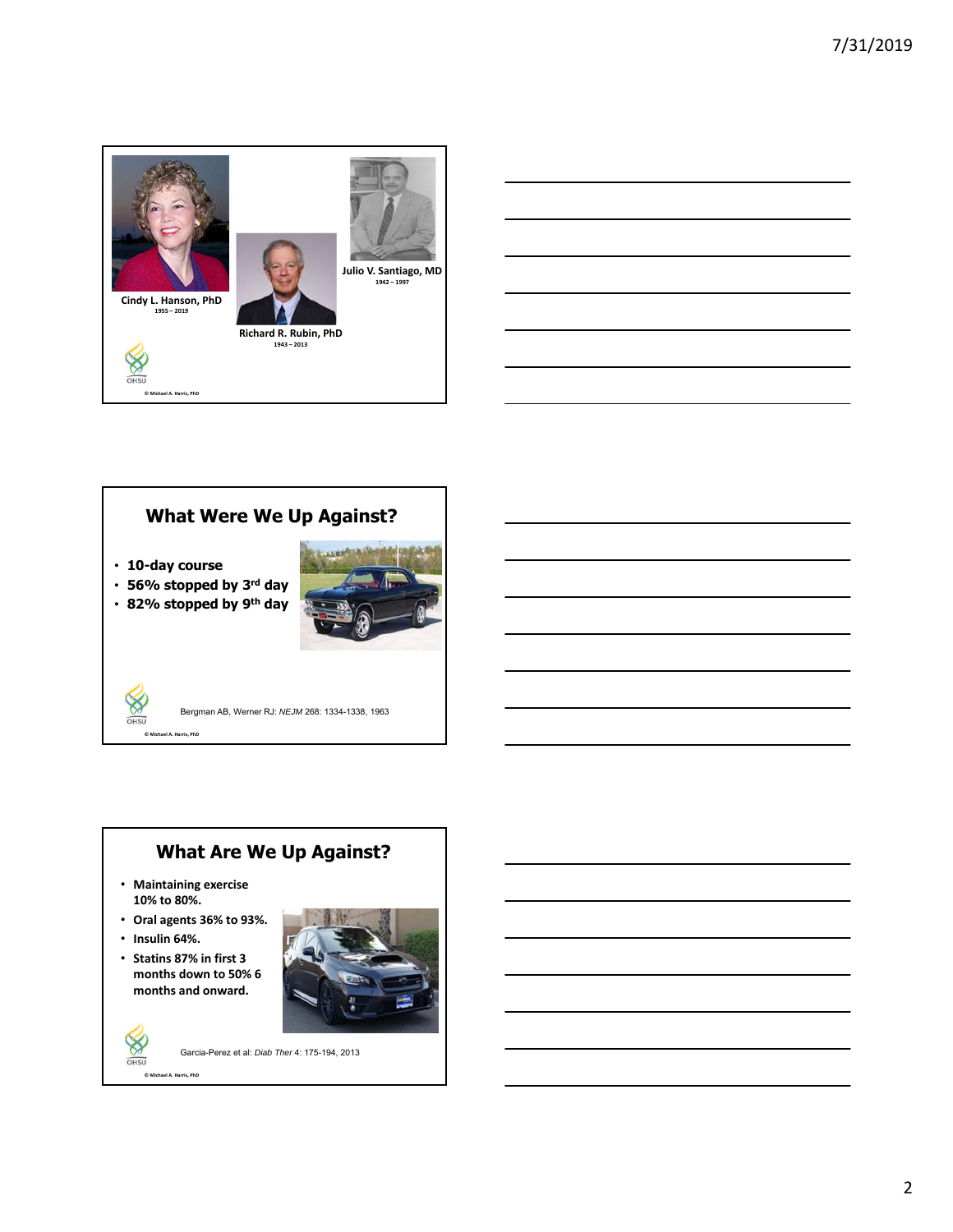Cindy L. Hanson, PhD
1955 – 2019

Richard R. Rubin, PhD
1943 – 2013

Julio V. Santiago, MD
1942 – 1997

© Michael A. Harris, PhD

## What Were We Up Against?

- 10-day course
- 56% stopped by 3rd day
- 82% stopped by 9th day

Bergman AB, Werner RJ: *NEJM* 268: 1334-1338, 1963

© Michael A. Harris, PhD

## What Are We Up Against?

- Maintaining exercise 10% to 80%.
- Oral agents 36% to 93%.
- Insulin 64%.
- Statins 87% in first 3 months down to 50% 6 months and onward.

Garcia-Perez et al: *Diab Ther* 4: 175-194, 2013

© Michael A. Harris, PhD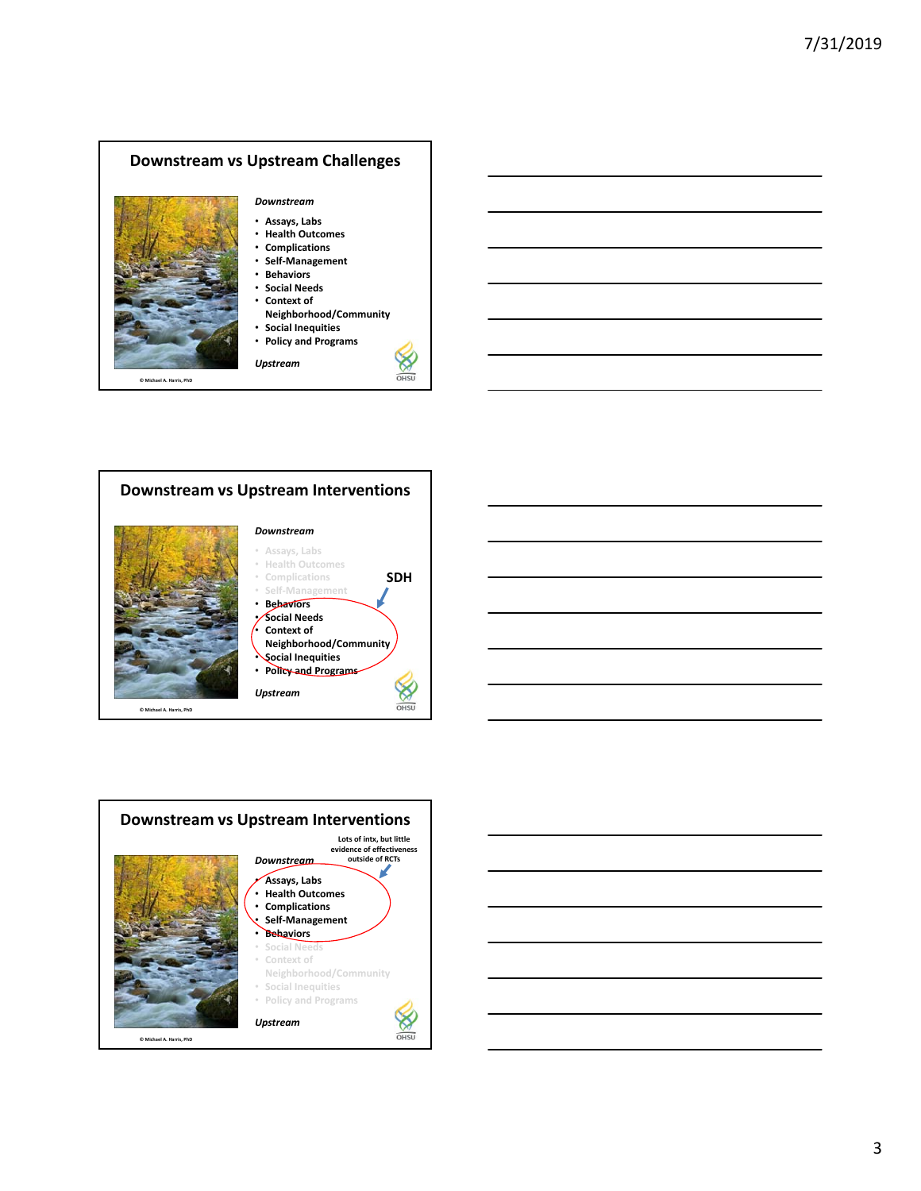## Downstream vs Upstream Challenges

*Downstream*

- Assays, Labs
- Health Outcomes
- Complications
- Self-Management
- Behaviors
- Social Needs
- Context of Neighborhood/Community
- Social Inequities
- Policy and Programs

*Upstream*

© Michael A. Harris, PhD

## Downstream vs Upstream Interventions

*Downstream*

- Assays, Labs
- Health Outcomes
- Complications
- Self-Management
- Behaviors
- Social Needs
- Context of Neighborhood/Community
- Social Inequities
- Policy and Programs

SDH

*Upstream*

© Michael A. Harris, PhD

## Downstream vs Upstream Interventions

Lots of intx, but little evidence of effectiveness outside of RCTs

*Downstream*

- Assays, Labs
- Health Outcomes
- Complications
- Self-Management
- Behaviors
- Social Needs
- Context of Neighborhood/Community
- Social Inequities
- Policy and Programs

*Upstream*

© Michael A. Harris, PhD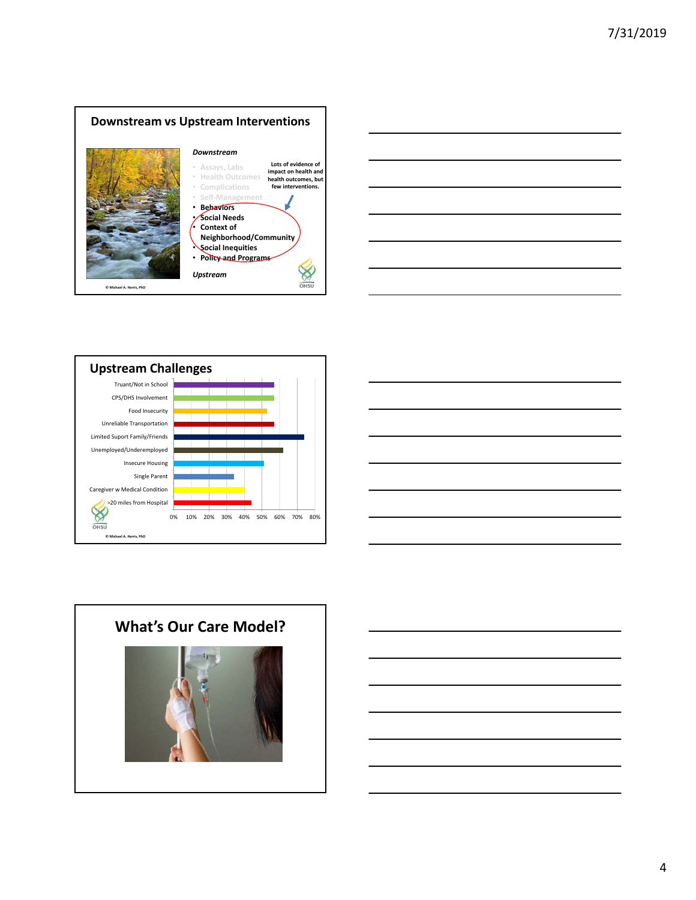## Downstream vs Upstream Interventions

*Downstream*

- Assays, Labs
- Health Outcomes
- Complications
- Self-Management
- **Behaviors**
- **Social Needs**
- **Context of Neighborhood/Community**
- **Social Inequities**
- **Policy and Programs**

*Upstream*

Lots of evidence of impact on health and health outcomes, but few interventions.

© Michael A. Harris, PhD

## Upstream Challenges

- Truant/Not in School
- CPS/DHS Involvement
- Food Insecurity
- Unreliable Transportation
- Limited Support Family/Friends
- Unemployed/Underemployed
- Insecure Housing
- Single Parent
- Caregiver w Medical Condition
- >20 miles from Hospital

0% 10% 20% 30% 40% 50% 60% 70% 80%

© Michael A. Harris, PhD

## What's Our Care Model?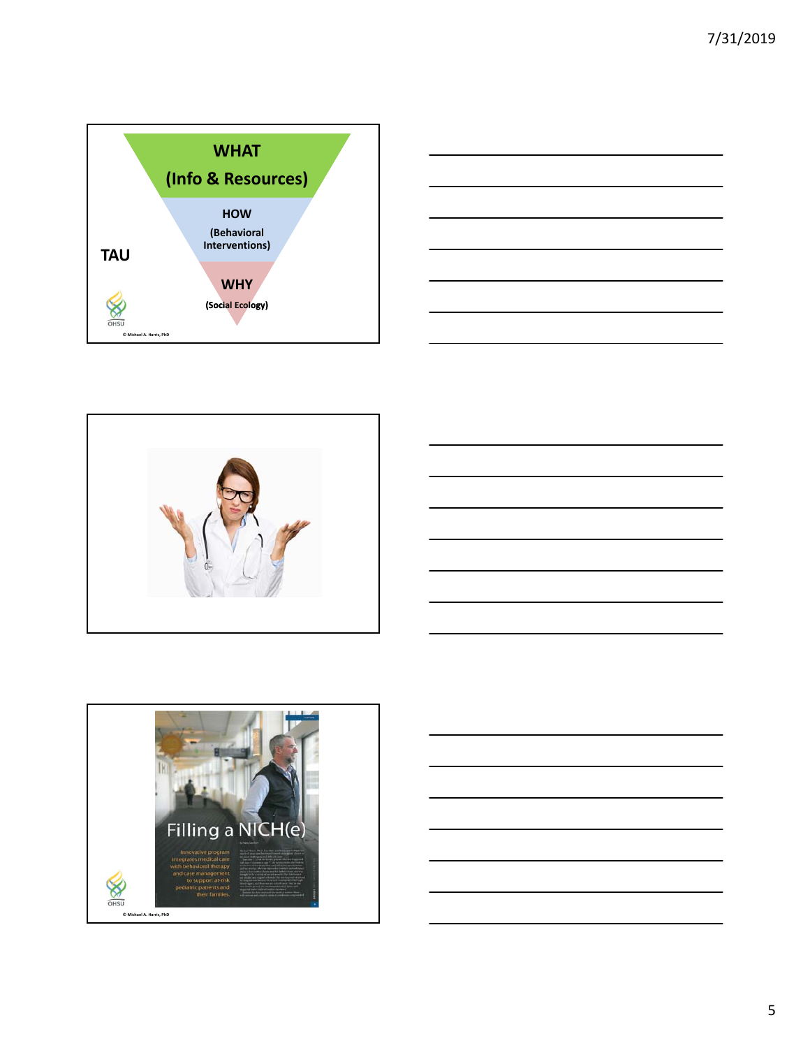WHAT

(Info & Resources)

HOW

(Behavioral Interventions)

TAU

WHY

(Social Ecology)

OHSU

© Michael A. Harris, PhD

Filling a NICH(e)

Innovative program integrates medical care with behavioral therapy and case management to support at-risk pediatric patients and their families.

OHSU

© Michael A. Harris, PhD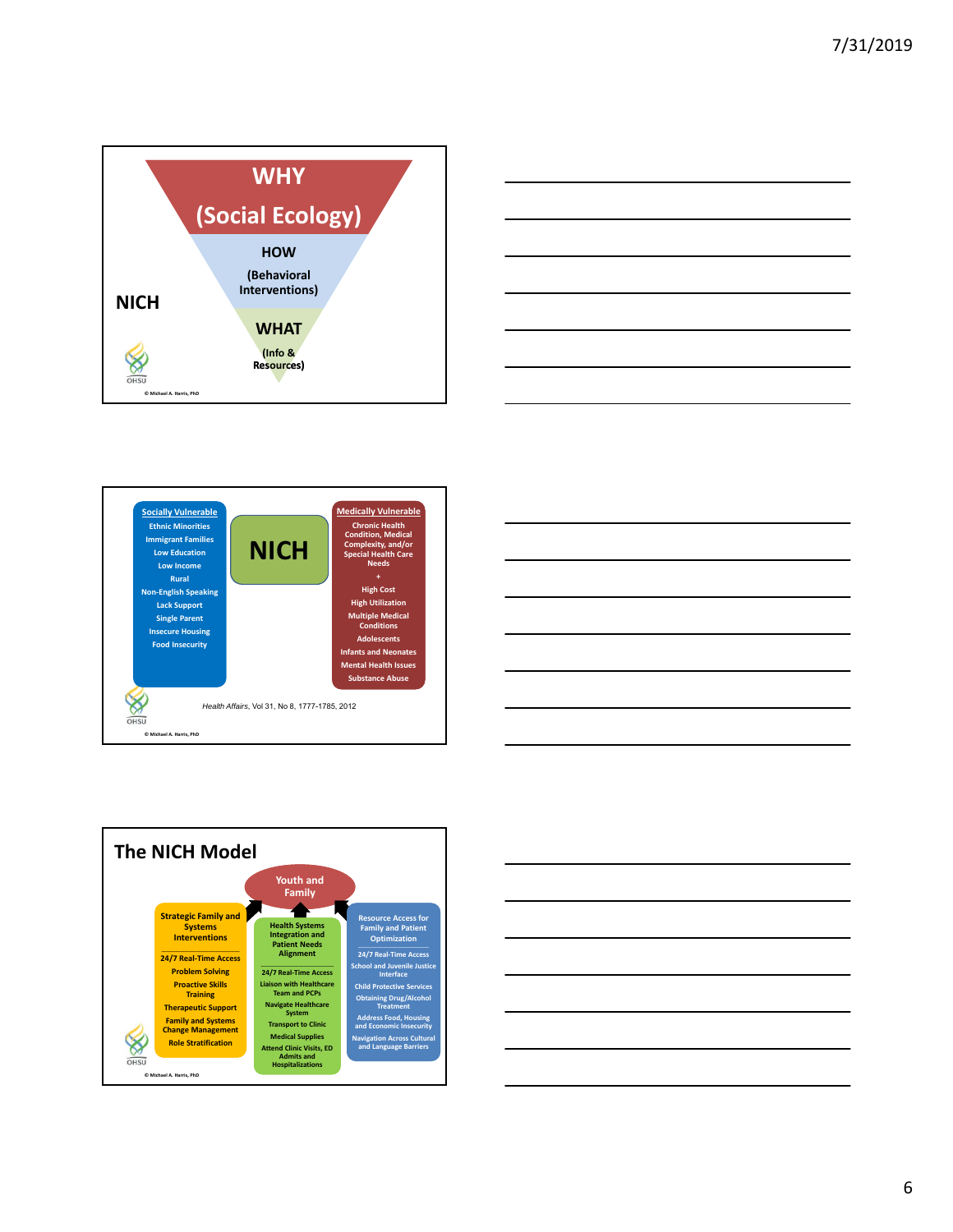## Slide 1

**WHY**

**(Social Ecology)**

**HOW**

**(Behavioral Interventions)**

**WHAT**

**(Info & Resources)**

**NICH**

OHSU

© Michael A. Harris, PhD

---

## Slide 2

**Socially Vulnerable**

- Ethnic Minorities
- Immigrant Families
- Low Education
- Low Income
- Rural
- Non-English Speaking
- Lack Support
- Single Parent
- Insecure Housing
- Food Insecurity

**NICH**

**Medically Vulnerable**

- Chronic Health Condition, Medical Complexity, and/or Special Health Care Needs

+

- High Cost
- High Utilization
- Multiple Medical Conditions
- Adolescents
- Infants and Neonates
- Mental Health Issues
- Substance Abuse

*Health Affairs*, Vol 31, No 8, 1777-1785, 2012

OHSU

© Michael A. Harris, PhD

---

## Slide 3

# The NICH Model

**Youth and Family**

**Strategic Family and Systems Interventions**

- 24/7 Real-Time Access
- Problem Solving
- Proactive Skills Training
- Therapeutic Support
- Family and Systems Change Management
- Role Stratification

**Health Systems Integration and Patient Needs Alignment**

- 24/7 Real-Time Access
- Liaison with Healthcare Team and PCPs
- Navigate Healthcare System
- Transport to Clinic
- Medical Supplies
- Attend Clinic Visits, ED Admits and Hospitalizations

**Resource Access for Family and Patient Optimization**

- 24/7 Real-Time Access
- School and Juvenile Justice Interface
- Child Protective Services
- Obtaining Drug/Alcohol Treatment
- Address Food, Housing and Economic Insecurity
- Navigation Across Cultural and Language Barriers

OHSU

© Michael A. Harris, PhD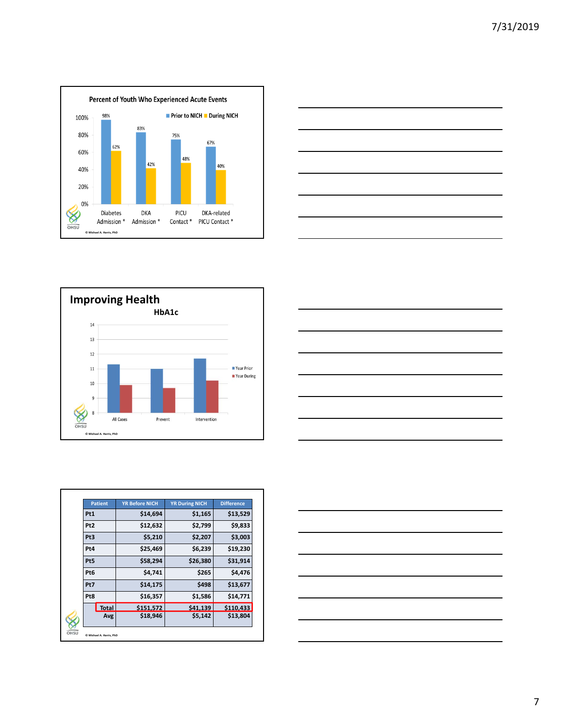## Percent of Youth Who Experienced Acute Events

Prior to NICH | During NICH

| | Prior to NICH | During NICH |
|---|---|---|
| Diabetes Admission * | 98% | 62% |
| DKA Admission * | 83% | 42% |
| PICU Contact * | 75% | 48% |
| DKA-related PICU Contact * | 67% | 40% |

© Michael A. Harris, PhD

## Improving Health

### HbA1c

Year Prior | Year During

All Cases | Prevent | Intervention

© Michael A. Harris, PhD

| Patient | YR Before NICH | YR During NICH | Difference |
|---|---|---|---|
| Pt1 | $14,694 | $1,165 | $13,529 |
| Pt2 | $12,632 | $2,799 | $9,833 |
| Pt3 | $5,210 | $2,207 | $3,003 |
| Pt4 | $25,469 | $6,239 | $19,230 |
| Pt5 | $58,294 | $26,380 | $31,914 |
| Pt6 | $4,741 | $265 | $4,476 |
| Pt7 | $14,175 | $498 | $13,677 |
| Pt8 | $16,357 | $1,586 | $14,771 |
| **Total** | **$151,572** | **$41,139** | **$110,433** |
| **Avg** | **$18,946** | **$5,142** | **$13,804** |

© Michael A. Harris, PhD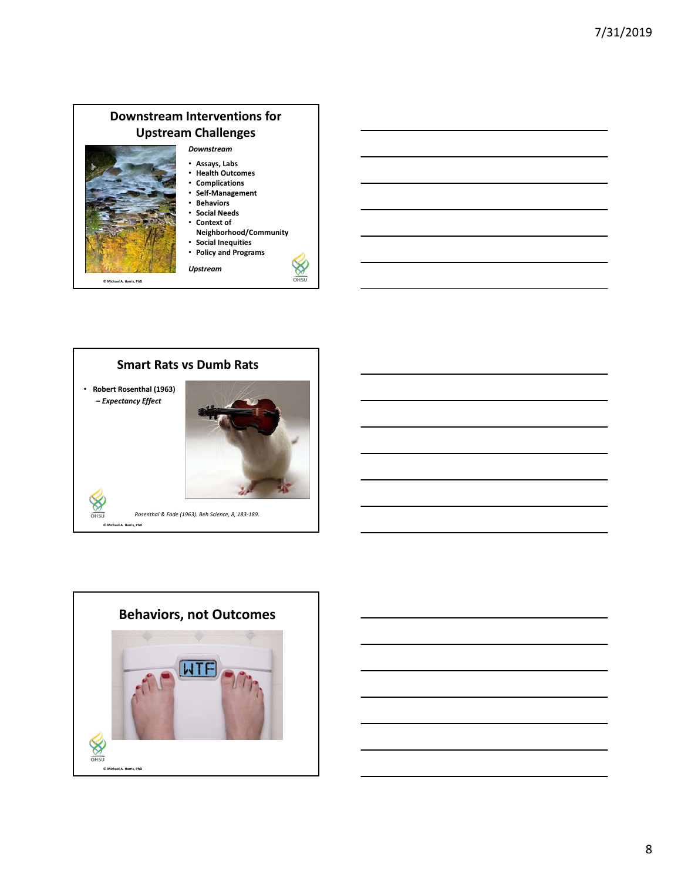## Downstream Interventions for Upstream Challenges

*Downstream*

- Assays, Labs
- Health Outcomes
- Complications
- Self-Management
- Behaviors
- Social Needs
- Context of Neighborhood/Community
- Social Inequities
- Policy and Programs

*Upstream*

© Michael A. Harris, PhD

## Smart Rats vs Dumb Rats

- Robert Rosenthal (1963)
  - *Expectancy Effect*

*Rosenthal & Fode (1963). Beh Science, 8, 183-189.*

© Michael A. Harris, PhD

## Behaviors, not Outcomes

© Michael A. Harris, PhD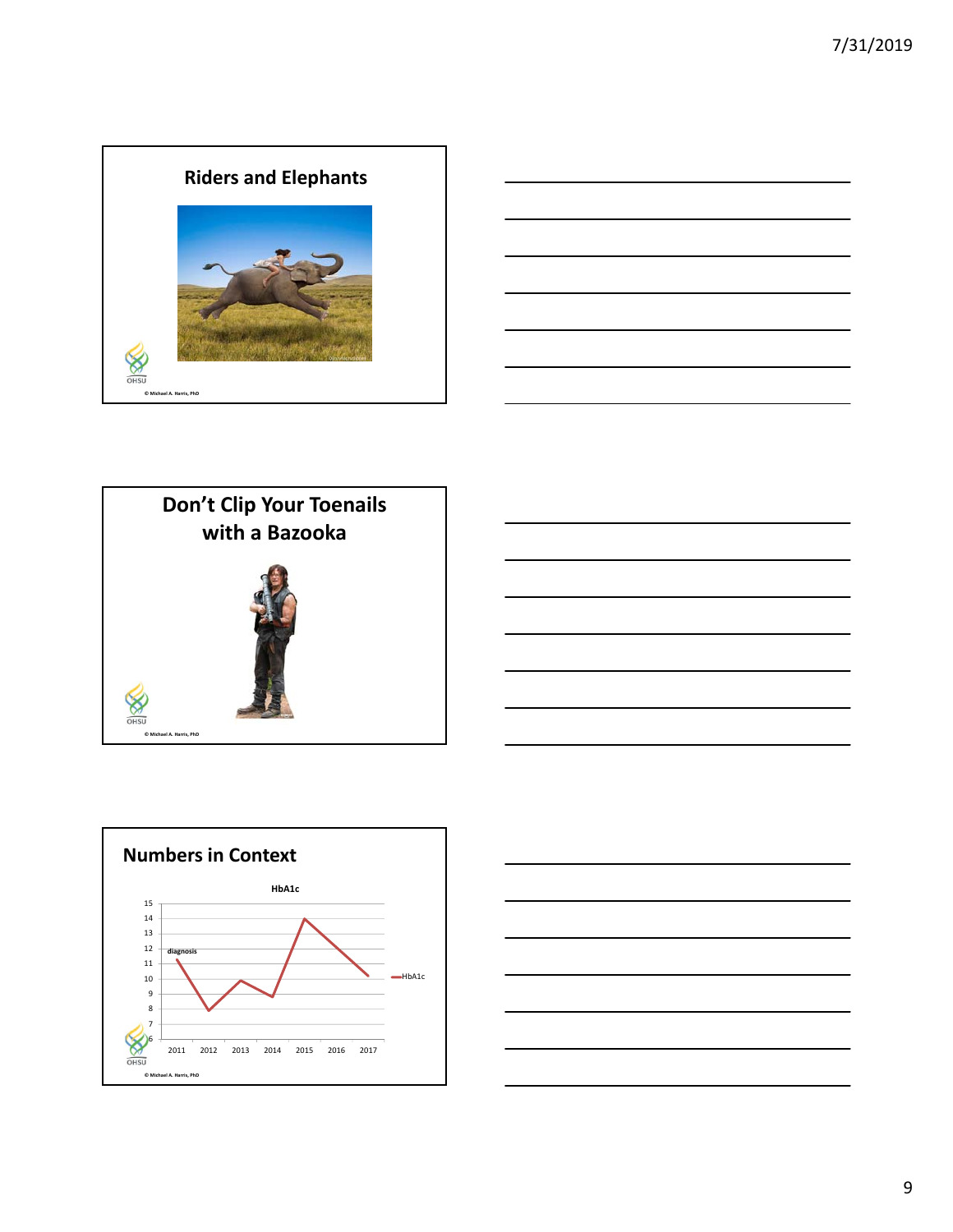## Riders and Elephants

© Michael A. Harris, PhD

## Don't Clip Your Toenails with a Bazooka

© Michael A. Harris, PhD

## Numbers in Context

HbA1c

diagnosis

© Michael A. Harris, PhD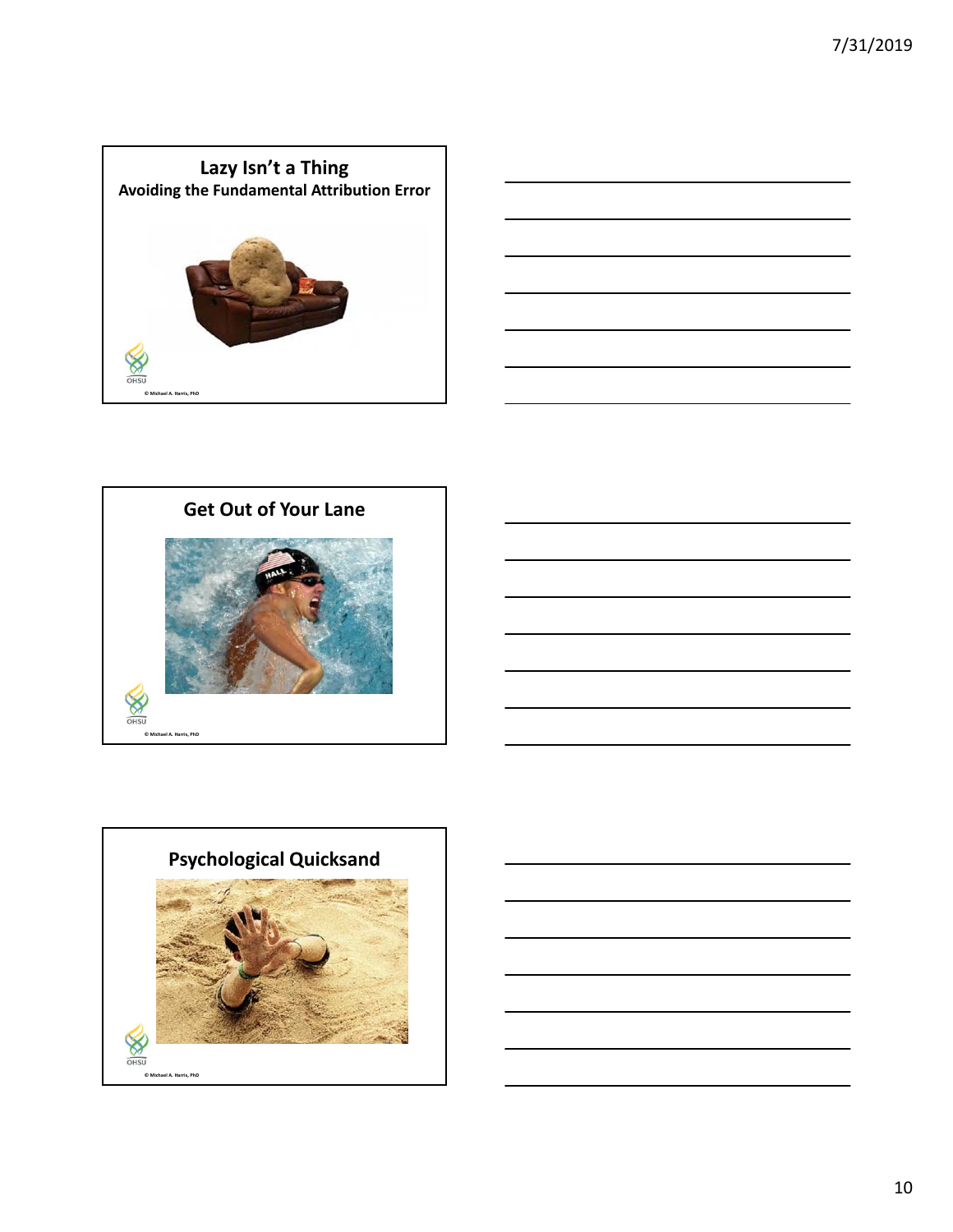## Lazy Isn't a Thing

**Avoiding the Fundamental Attribution Error**

© Michael A. Harris, PhD

## Get Out of Your Lane

© Michael A. Harris, PhD

## Psychological Quicksand

© Michael A. Harris, PhD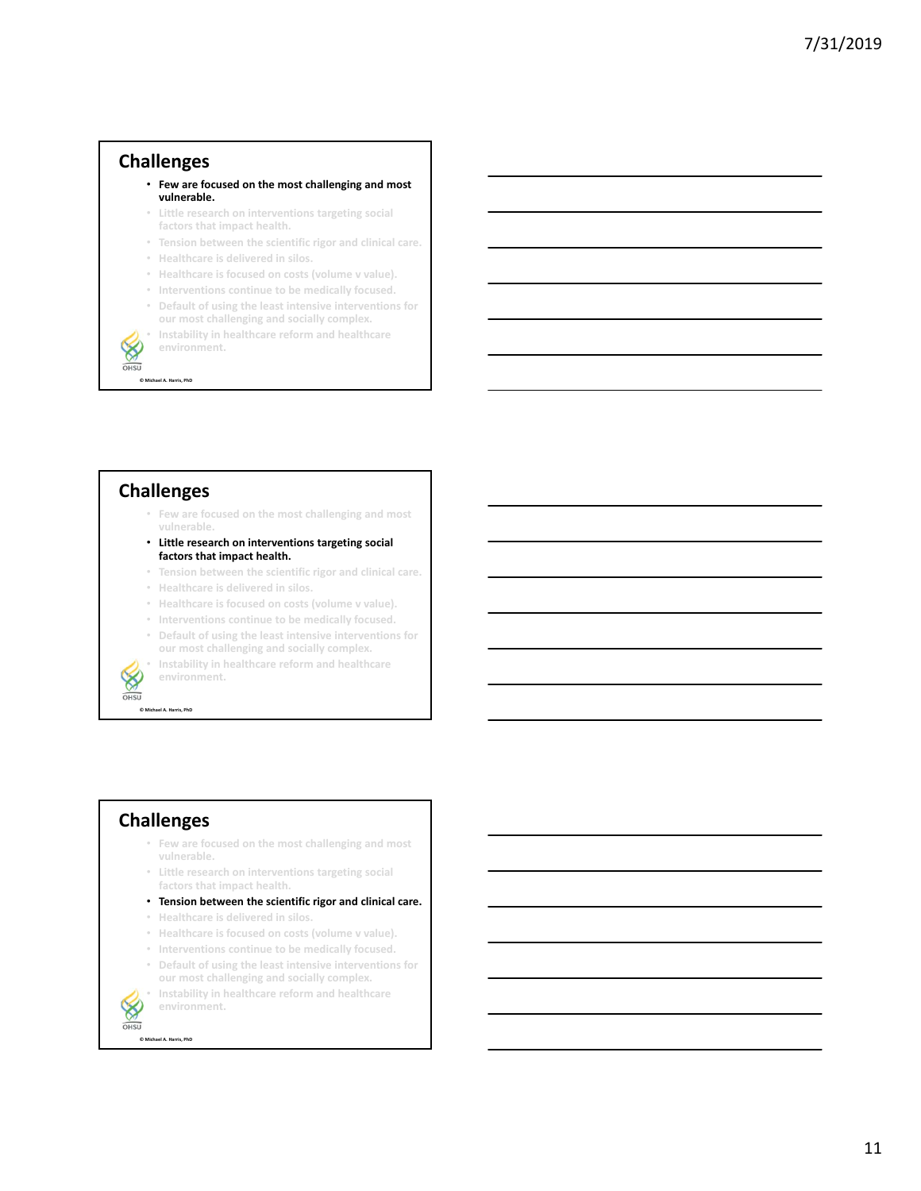## Challenges

- **Few are focused on the most challenging and most vulnerable.**
- Little research on interventions targeting social factors that impact health.
- Tension between the scientific rigor and clinical care.
- Healthcare is delivered in silos.
- Healthcare is focused on costs (volume v value).
- Interventions continue to be medically focused.
- Default of using the least intensive interventions for our most challenging and socially complex.
- Instability in healthcare reform and healthcare environment.

OHSU

© Michael A. Harris, PhD

## Challenges

- Few are focused on the most challenging and most vulnerable.
- **Little research on interventions targeting social factors that impact health.**
- Tension between the scientific rigor and clinical care.
- Healthcare is delivered in silos.
- Healthcare is focused on costs (volume v value).
- Interventions continue to be medically focused.
- Default of using the least intensive interventions for our most challenging and socially complex.
- Instability in healthcare reform and healthcare environment.

OHSU

© Michael A. Harris, PhD

## Challenges

- Few are focused on the most challenging and most vulnerable.
- Little research on interventions targeting social factors that impact health.
- **Tension between the scientific rigor and clinical care.**
- Healthcare is delivered in silos.
- Healthcare is focused on costs (volume v value).
- Interventions continue to be medically focused.
- Default of using the least intensive interventions for our most challenging and socially complex.
- Instability in healthcare reform and healthcare environment.

OHSU

© Michael A. Harris, PhD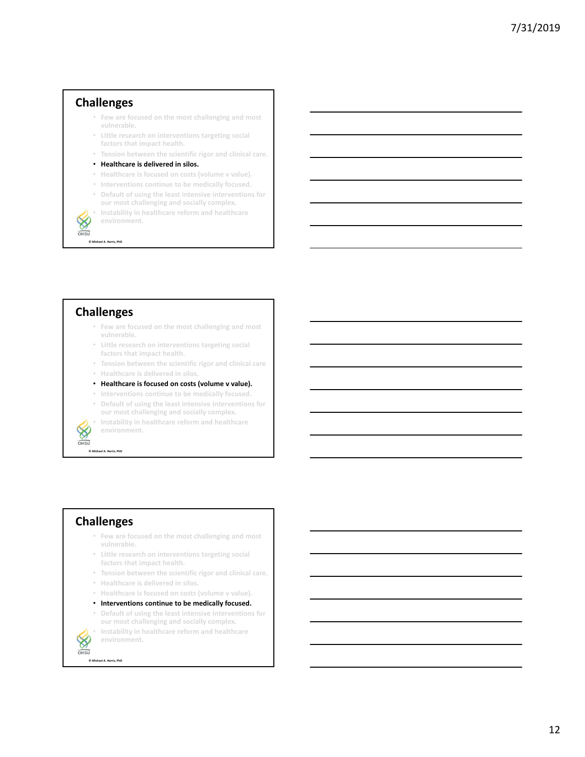## Challenges

- Few are focused on the most challenging and most vulnerable.
- Little research on interventions targeting social factors that impact health.
- Tension between the scientific rigor and clinical care.
- **Healthcare is delivered in silos.**
- Healthcare is focused on costs (volume v value).
- Interventions continue to be medically focused.
- Default of using the least intensive interventions for our most challenging and socially complex.
- Instability in healthcare reform and healthcare environment.

© Michael A. Harris, PhD

## Challenges

- Few are focused on the most challenging and most vulnerable.
- Little research on interventions targeting social factors that impact health.
- Tension between the scientific rigor and clinical care
- Healthcare is delivered in silos.
- **Healthcare is focused on costs (volume v value).**
- Interventions continue to be medically focused.
- Default of using the least intensive interventions for our most challenging and socially complex.
- Instability in healthcare reform and healthcare environment.

© Michael A. Harris, PhD

## Challenges

- Few are focused on the most challenging and most vulnerable.
- Little research on interventions targeting social factors that impact health.
- Tension between the scientific rigor and clinical care.
- Healthcare is delivered in silos.
- Healthcare is focused on costs (volume v value).
- **Interventions continue to be medically focused.**
- Default of using the least intensive interventions for our most challenging and socially complex.
- Instability in healthcare reform and healthcare environment.

© Michael A. Harris, PhD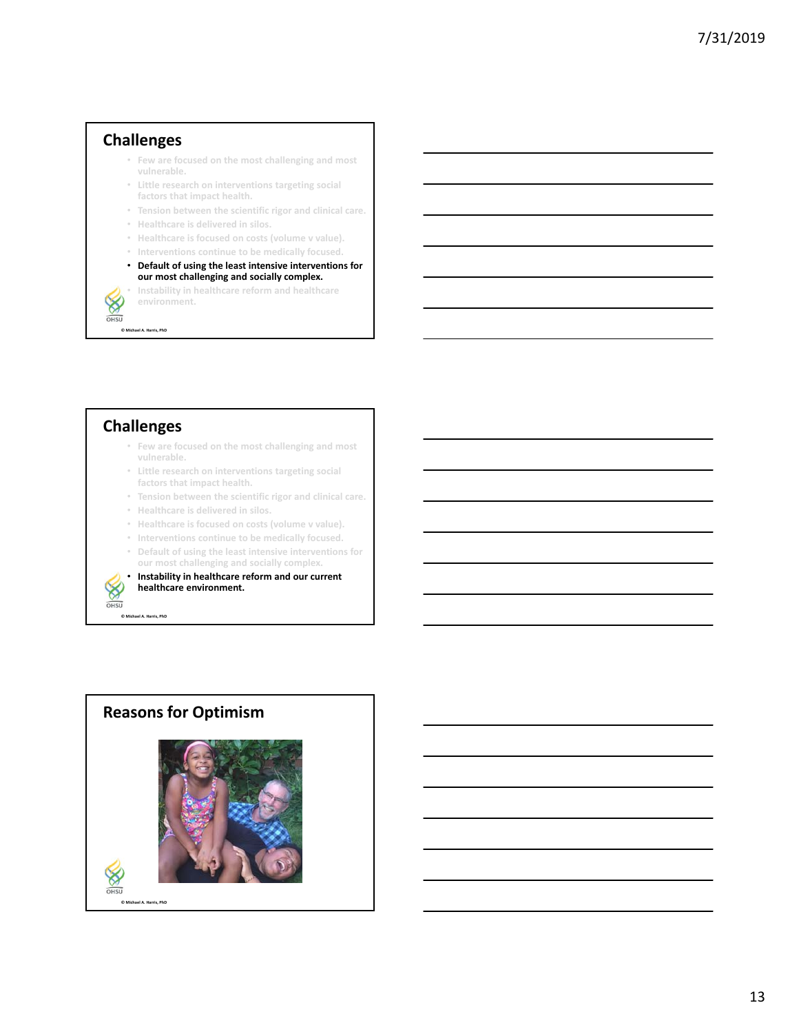## Challenges

- Few are focused on the most challenging and most vulnerable.
- Little research on interventions targeting social factors that impact health.
- Tension between the scientific rigor and clinical care.
- Healthcare is delivered in silos.
- Healthcare is focused on costs (volume v value).
- Interventions continue to be medically focused.
- **Default of using the least intensive interventions for our most challenging and socially complex.**
- Instability in healthcare reform and healthcare environment.

© Michael A. Harris, PhD

## Challenges

- Few are focused on the most challenging and most vulnerable.
- Little research on interventions targeting social factors that impact health.
- Tension between the scientific rigor and clinical care.
- Healthcare is delivered in silos.
- Healthcare is focused on costs (volume v value).
- Interventions continue to be medically focused.
- Default of using the least intensive interventions for our most challenging and socially complex.
- **Instability in healthcare reform and our current healthcare environment.**

© Michael A. Harris, PhD

## Reasons for Optimism

© Michael A. Harris, PhD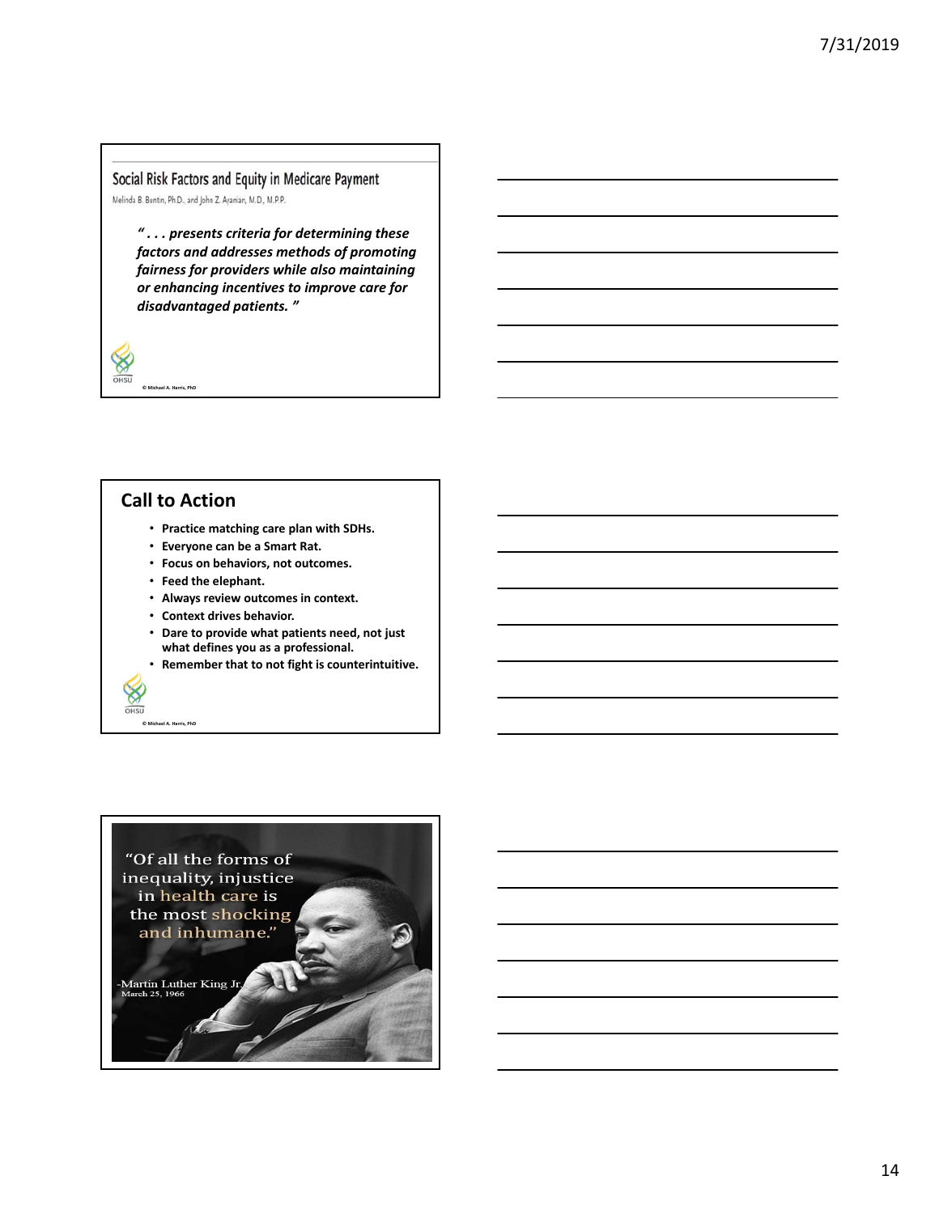## Social Risk Factors and Equity in Medicare Payment

Melinda B. Buntin, Ph.D., and John Z. Ayanian, M.D., M.P.P.

***" . . . presents criteria for determining these factors and addresses methods of promoting fairness for providers while also maintaining or enhancing incentives to improve care for disadvantaged patients. "***

© Michael A. Harris, PhD

## Call to Action

- **Practice matching care plan with SDHs.**
- **Everyone can be a Smart Rat.**
- **Focus on behaviors, not outcomes.**
- **Feed the elephant.**
- **Always review outcomes in context.**
- **Context drives behavior.**
- **Dare to provide what patients need, not just what defines you as a professional.**
- **Remember that to not fight is counterintuitive.**

© Michael A. Harris, PhD

"Of all the forms of inequality, injustice in health care is the most shocking and inhumane."

-Martin Luther King Jr.
March 25, 1966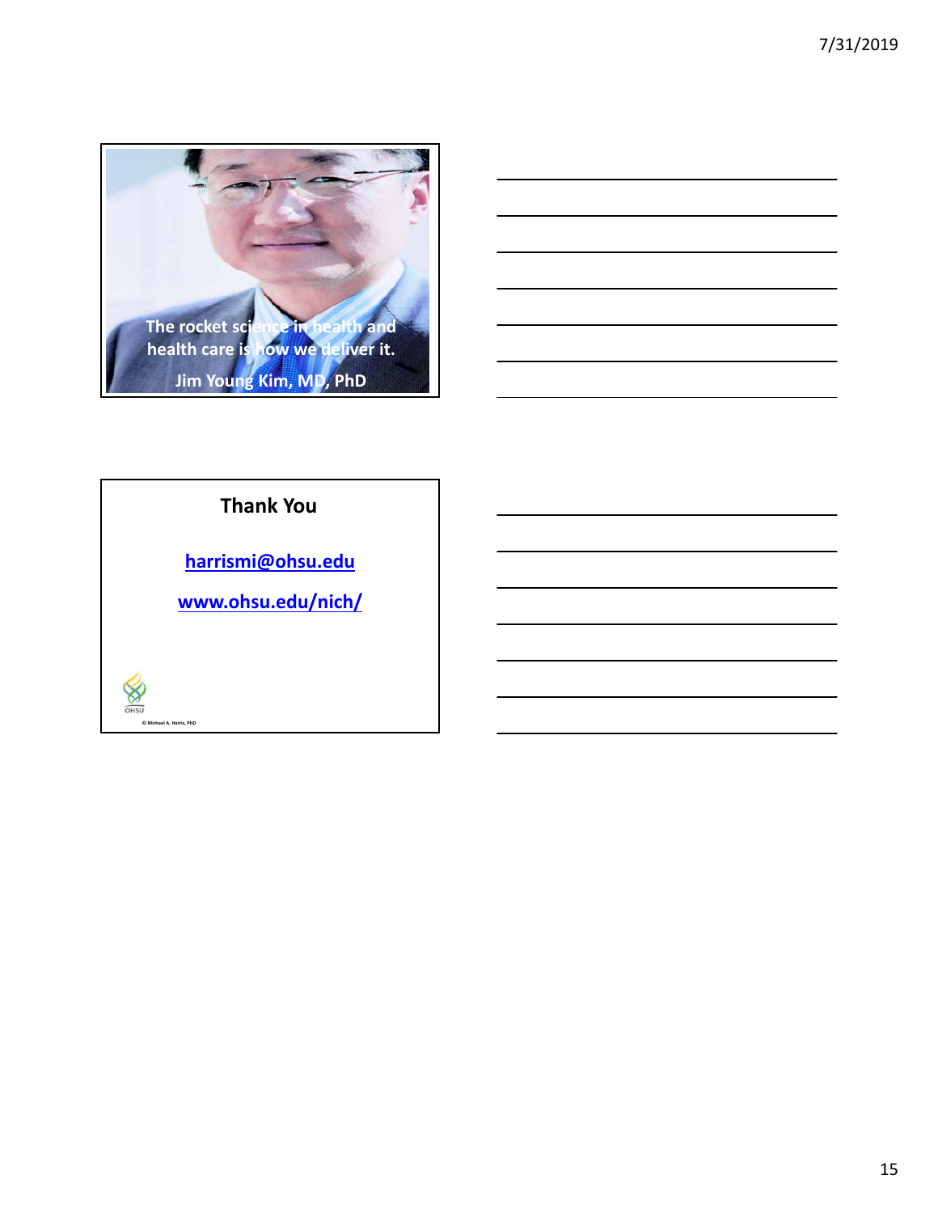The rocket science in health and health care is how we deliver it.

Jim Young Kim, MD, PhD

## Thank You

harrismi@ohsu.edu

www.ohsu.edu/nich/

OHSU

© Michael A. Harris, PhD